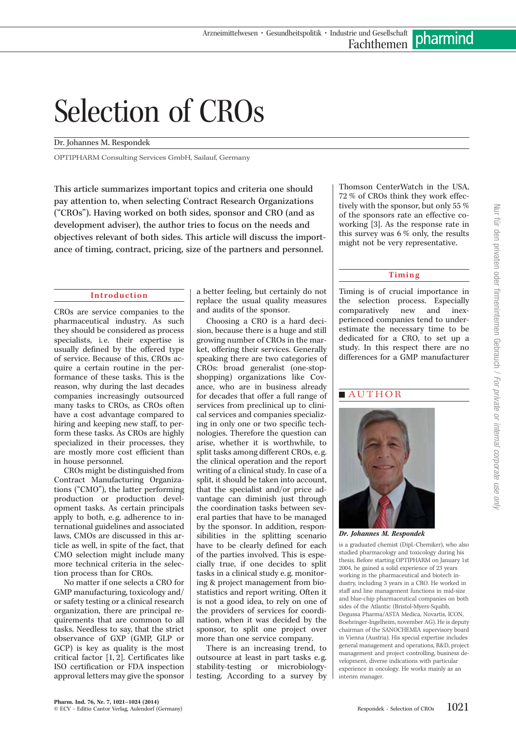# Selection of CROs

Dr. Johannes M. Respondek

OPTIPHARM Consulting Services GmbH, Sailauf, Germany

**This article summarizes important topics and criteria one should pay attention to, when selecting Contract Research Organizations ("CROs"). Having worked on both sides, sponsor and CRO (and as development adviser), the author tries to focus on the needs and objectives relevant of both sides. This article will discuss the importance of timing, contract, pricing, size of the partners and personnel.**

## Introduction

CROs are service companies to the pharmaceutical industry. As such they should be considered as process specialists, i.e. their expertise is usually defined by the offered type of service. Because of this, CROs acquire a certain routine in the performance of these tasks. This is the reason, why during the last decades companies increasingly outsourced many tasks to CROs, as CROs often have a cost advantage compared to hiring and keeping new staff, to perform these tasks. As CROs are highly specialized in their processes, they are mostly more cost efficient than in house personnel.

CROs might be distinguished from Contract Manufacturing Organizations ("CMO"), the latter performing production or production development tasks. As certain principals apply to both, e.g. adherence to international guidelines and associated laws, CMOs are discussed in this article as well, in spite of the fact, that CMO selection might include many more technical criteria in the selection process than for CROs.

No matter if one selects a CRO for GMP manufacturing, toxicology and/or safety testing or a clinical research organization, there are principal requirements that are common to all tasks. Needless to say, that the strict observance of GXP (GMP, GLP or GCP) is key as quality is the most critical factor [1, 2]. Certificates like ISO certification or FDA inspection approval letters may give the sponsor a better feeling, but certainly do not replace the usual quality measures and audits of the sponsor.

Choosing a CRO is a hard decision, because there is a huge and still growing number of CROs in the market, offering their services. Generally speaking there are two categories of CROs: broad generalist (one-stop-shopping) organizations like Covance, who are in business already for decades that offer a full range of services from preclinical up to clinical services and companies specializing in only one or two specific technologies. Therefore the question can arise, whether it is worthwhile, to split tasks among different CROs, e.g. the clinical operation and the report writing of a clinical study. In case of a split, it should be taken into account, that the specialist and/or price advantage can diminish just through the coordination tasks between several parties that have to be managed by the sponsor. In addition, responsibilities in the splitting scenario have to be clearly defined for each of the parties involved. This is especially true, if one decides to split tasks in a clinical study e.g. monitoring & project management from biostatistics and report writing. Often it is not a good idea, to rely on one of the providers of services for coordination, when it was decided by the sponsor, to split one project over more than one service company.

There is an increasing trend, to outsource at least in part tasks e.g. stability-testing or microbiology-testing. According to a survey by Thomson CenterWatch in the USA, 72 % of CROs think they work effectively with the sponsor, but only 55 % of the sponsors rate an effective co-working [3]. As the response rate in this survey was 6 % only, the results might not be very representative.

## Timing

Timing is of crucial importance in the selection process. Especially comparatively new and inexperienced companies tend to underestimate the necessary time to be dedicated for a CRO, to set up a study. In this respect there are no differences for a GMP manufacturer

## AUTHOR

***Dr. Johannes M. Respondek***

is a graduated chemist (Dipl.-Chemiker), who also studied pharmacology and toxicology during his thesis. Before starting OPTIPHARM on January 1st 2004, he gained a solid experience of 23 years working in the pharmaceutical and biotech industry, including 3 years in a CRO. He worked in staff and line management functions in mid-size and blue-chip pharmaceutical companies on both sides of the Atlantic (Bristol-Myers-Squibb, Degussa Pharma/ASTA Medica, Novartis, ICON, Boehringer-Ingelheim, november AG). He is deputy chairman of the SANOCHEMIA supervisory board in Vienna (Austria). His special expertise includes general management and operations, R&D, project management and project controlling, business development, diverse indications with particular experience in oncology. He works mainly as an interim manager.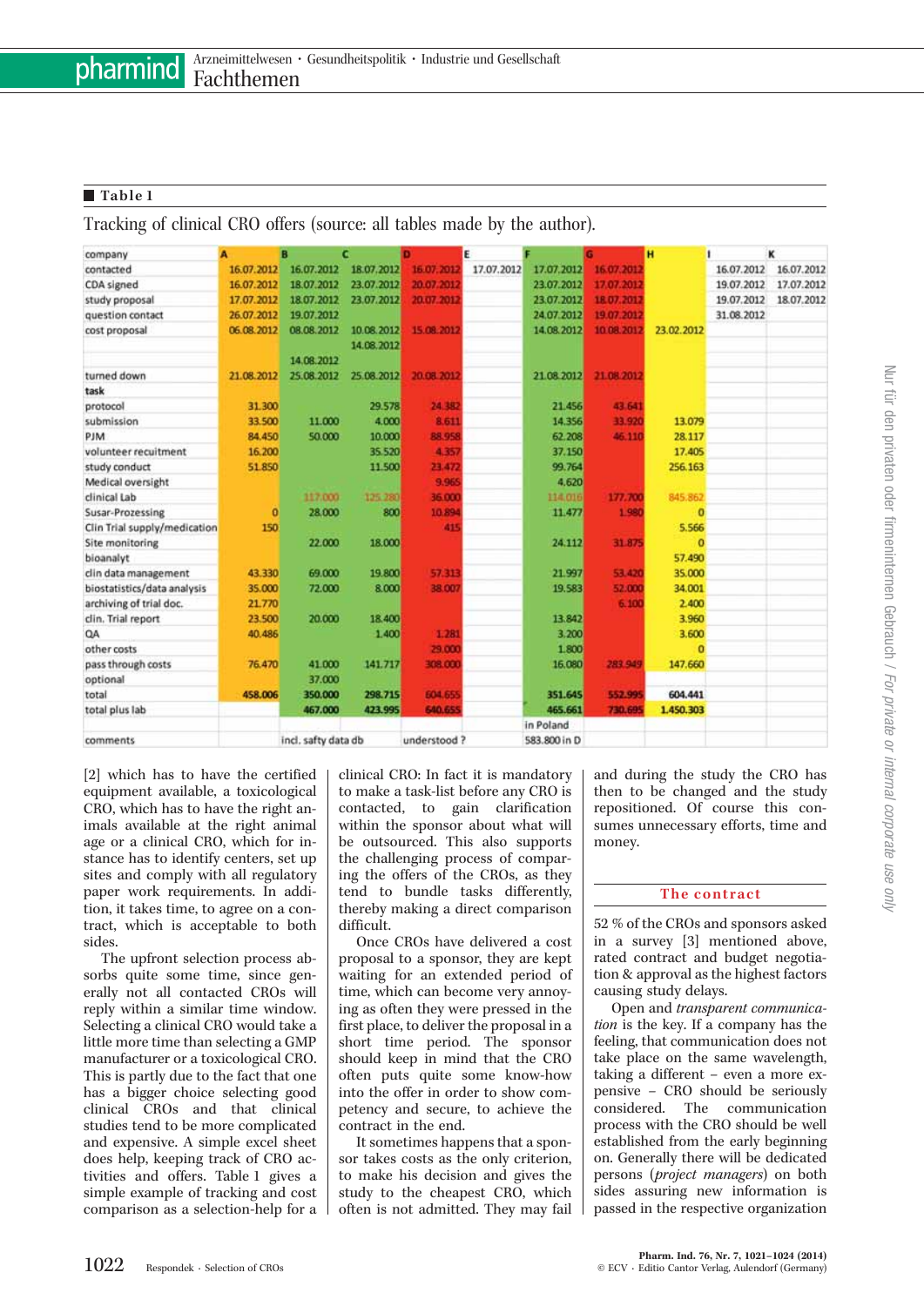■ **Table 1**

Tracking of clinical CRO offers (source: all tables made by the author).

| company | A | B | C | D | E | F | G | H | I | K |
|---|---|---|---|---|---|---|---|---|---|---|
| contacted | 16.07.2012 | 16.07.2012 | 18.07.2012 | 16.07.2012 | 17.07.2012 | 17.07.2012 | 16.07.2012 | | 16.07.2012 | 16.07.2012 |
| CDA signed | 16.07.2012 | 18.07.2012 | 23.07.2012 | 20.07.2012 | | 23.07.2012 | 17.07.2012 | | 19.07.2012 | 17.07.2012 |
| study proposal | 17.07.2012 | 18.07.2012 | 23.07.2012 | 20.07.2012 | | 23.07.2012 | 18.07.2012 | | 19.07.2012 | 18.07.2012 |
| question contact | 26.07.2012 | 19.07.2012 | | | | 24.07.2012 | 19.07.2012 | | 31.08.2012 | |
| cost proposal | 06.08.2012 | 08.08.2012 | 10.08.2012 | 15.08.2012 | | 14.08.2012 | 10.08.2012 | 23.02.2012 | | |
| | | | 14.08.2012 | | | | | | | |
| | | 14.08.2012 | | | | | | | | |
| turned down | 21.08.2012 | 25.08.2012 | 25.08.2012 | 20.08.2012 | | 21.08.2012 | 21.08.2012 | | | |
| **task** | | | | | | | | | | |
| protocol | 31.300 | | 29.578 | 24.382 | | 21.456 | 43.641 | | | |
| submission | 33.500 | 11.000 | 4.000 | 8.611 | | 14.356 | 33.920 | 13.079 | | |
| PJM | 84.450 | 50.000 | 10.000 | 88.958 | | 62.208 | 46.110 | 28.117 | | |
| volunteer recuitment | 16.200 | | 35.520 | 4.357 | | 37.150 | | 17.405 | | |
| study conduct | 51.850 | | 11.500 | 23.472 | | 99.764 | | 256.163 | | |
| Medical oversight | | | | 9.965 | | 4.620 | | | | |
| clinical Lab | | 117.000 | 125.280 | 36.000 | | 114.016 | 177.700 | 845.862 | | |
| Susar-Prozessing | 0 | 28.000 | 800 | 10.894 | | 11.477 | 1.980 | 0 | | |
| Clin Trial supply/medication | 150 | | | 415 | | | | 5.566 | | |
| Site monitoring | | 22.000 | 18.000 | | | 24.112 | 31.875 | 0 | | |
| bioanalyt | | | | | | | | 57.490 | | |
| clin data management | 43.330 | 69.000 | 19.800 | 57.313 | | 21.997 | 53.420 | 35.000 | | |
| biostatistics/data analysis | 35.000 | 72.000 | 8.000 | 38.007 | | 19.583 | 52.000 | 34.001 | | |
| archiving of trial doc. | 21.770 | | | | | | 6.100 | 2.400 | | |
| clin. Trial report | 23.500 | 20.000 | 18.400 | | | 13.842 | | 3.960 | | |
| QA | 40.486 | | 1.400 | 1.281 | | 3.200 | | 3.600 | | |
| other costs | | | | 29.000 | | 1.800 | | 0 | | |
| pass through costs | 76.470 | 41.000 | 141.717 | 308.000 | | 16.080 | 283.949 | 147.660 | | |
| optional | | 37.000 | | | | | | | | |
| total | **458.006** | 350.000 | 298.715 | 604.655 | | 351.645 | 552.995 | 604.441 | | |
| total plus lab | | 467.000 | 423.995 | 640.655 | | 465.661 | 730.695 | 1.450.303 | | |
| | | | | | | in Poland | | | | |
| comments | | incl. safty data db | | understood ? | | 583.800 in D | | | | |

[2] which has to have the certified equipment available, a toxicological CRO, which has to have the right animals available at the right animal age or a clinical CRO, which for instance has to identify centers, set up sites and comply with all regulatory paper work requirements. In addition, it takes time, to agree on a contract, which is acceptable to both sides.

The upfront selection process absorbs quite some time, since generally not all contacted CROs will reply within a similar time window. Selecting a clinical CRO would take a little more time than selecting a GMP manufacturer or a toxicological CRO. This is partly due to the fact that one has a bigger choice selecting good clinical CROs and that clinical studies tend to be more complicated and expensive. A simple excel sheet does help, keeping track of CRO activities and offers. Table 1 gives a simple example of tracking and cost comparison as a selection-help for a clinical CRO: In fact it is mandatory to make a task-list before any CRO is contacted, to gain clarification within the sponsor about what will be outsourced. This also supports the challenging process of comparing the offers of the CROs, as they tend to bundle tasks differently, thereby making a direct comparison difficult.

Once CROs have delivered a cost proposal to a sponsor, they are kept waiting for an extended period of time, which can become very annoying as often they were pressed in the first place, to deliver the proposal in a short time period. The sponsor should keep in mind that the CRO often puts quite some know-how into the offer in order to show competency and secure, to achieve the contract in the end.

It sometimes happens that a sponsor takes costs as the only criterion, to make his decision and gives the study to the cheapest CRO, which often is not admitted. They may fail and during the study the CRO has then to be changed and the study repositioned. Of course this consumes unnecessary efforts, time and money.

## The contract

52 % of the CROs and sponsors asked in a survey [3] mentioned above, rated contract and budget negotiation & approval as the highest factors causing study delays.

Open and *transparent communication* is the key. If a company has the feeling, that communication does not take place on the same wavelength, taking a different – even a more expensive – CRO should be seriously considered. The communication process with the CRO should be well established from the early beginning on. Generally there will be dedicated persons (*project managers*) on both sides assuring new information is passed in the respective organization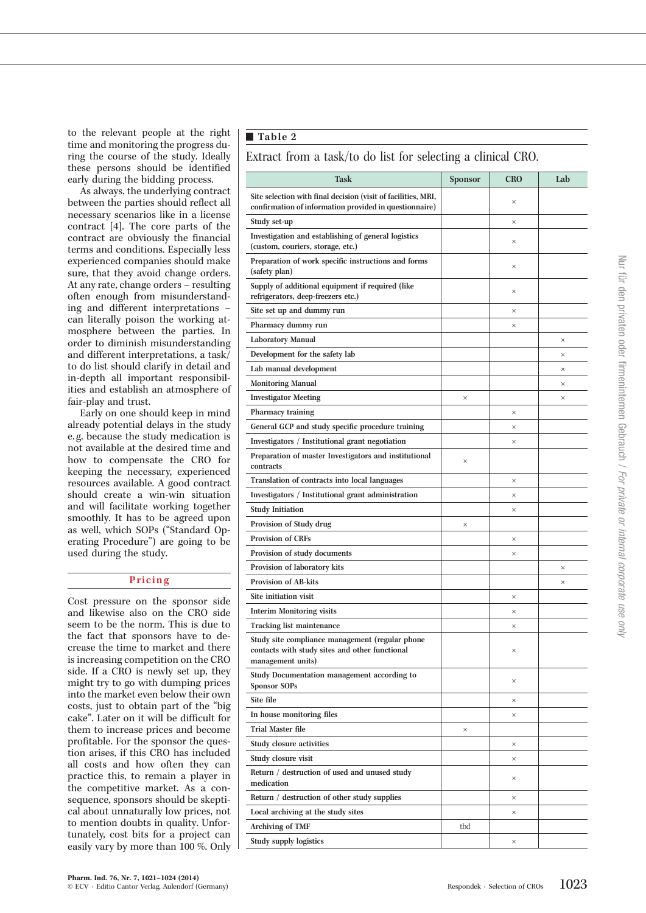to the relevant people at the right time and monitoring the progress during the course of the study. Ideally these persons should be identified early during the bidding process.

As always, the underlying contract between the parties should reflect all necessary scenarios like in a license contract [4]. The core parts of the contract are obviously the financial terms and conditions. Especially less experienced companies should make sure, that they avoid change orders. At any rate, change orders – resulting often enough from misunderstanding and different interpretations – can literally poison the working atmosphere between the parties. In order to diminish misunderstanding and different interpretations, a task/to do list should clarify in detail and in-depth all important responsibilities and establish an atmosphere of fair-play and trust.

Early on one should keep in mind already potential delays in the study e.g. because the study medication is not available at the desired time and how to compensate the CRO for keeping the necessary, experienced resources available. A good contract should create a win-win situation and will facilitate working together smoothly. It has to be agreed upon as well, which SOPs ("Standard Operating Procedure") are going to be used during the study.

## Pricing

Cost pressure on the sponsor side and likewise also on the CRO side seem to be the norm. This is due to the fact that sponsors have to decrease the time to market and there is increasing competition on the CRO side. If a CRO is newly set up, they might try to go with dumping prices into the market even below their own costs, just to obtain part of the "big cake". Later on it will be difficult for them to increase prices and become profitable. For the sponsor the question arises, if this CRO has included all costs and how often they can practice this, to remain a player in the competitive market. As a consequence, sponsors should be skeptical about unnaturally low prices, not to mention doubts in quality. Unfortunately, cost bits for a project can easily vary by more than 100 %. Only

**Table 2**

Extract from a task/to do list for selecting a clinical CRO.

| Task | Sponsor | CRO | Lab |
|---|---|---|---|
| Site selection with final decision (visit of facilities, MRI, confirmation of information provided in questionnaire) | | × | |
| Study set-up | | × | |
| Investigation and establishing of general logistics (custom, couriers, storage, etc.) | | × | |
| Preparation of work specific instructions and forms (safety plan) | | × | |
| Supply of additional equipment if required (like refrigerators, deep-freezers etc.) | | × | |
| Site set up and dummy run | | × | |
| Pharmacy dummy run | | × | |
| Laboratory Manual | | | × |
| Development for the safety lab | | | × |
| Lab manual development | | | × |
| Monitoring Manual | | | × |
| Investigator Meeting | × | | × |
| Pharmacy training | | × | |
| General GCP and study specific procedure training | | × | |
| Investigators / Institutional grant negotiation | | × | |
| Preparation of master Investigators and institutional contracts | × | | |
| Translation of contracts into local languages | | × | |
| Investigators / Institutional grant administration | | × | |
| Study Initiation | | × | |
| Provision of Study drug | × | | |
| Provision of CRFs | | × | |
| Provision of study documents | | × | |
| Provision of laboratory kits | | | × |
| Provision of AB-kits | | | × |
| Site initiation visit | | × | |
| Interim Monitoring visits | | × | |
| Tracking list maintenance | | × | |
| Study site compliance management (regular phone contacts with study sites and other functional management units) | | × | |
| Study Documentation management according to Sponsor SOPs | | × | |
| Site file | | × | |
| In house monitoring files | | × | |
| Trial Master file | × | | |
| Study closure activities | | × | |
| Study closure visit | | × | |
| Return / destruction of used and unused study medication | | × | |
| Return / destruction of other study supplies | | × | |
| Local archiving at the study sites | | × | |
| Archiving of TMF | tbd | | |
| Study supply logistics | | × | |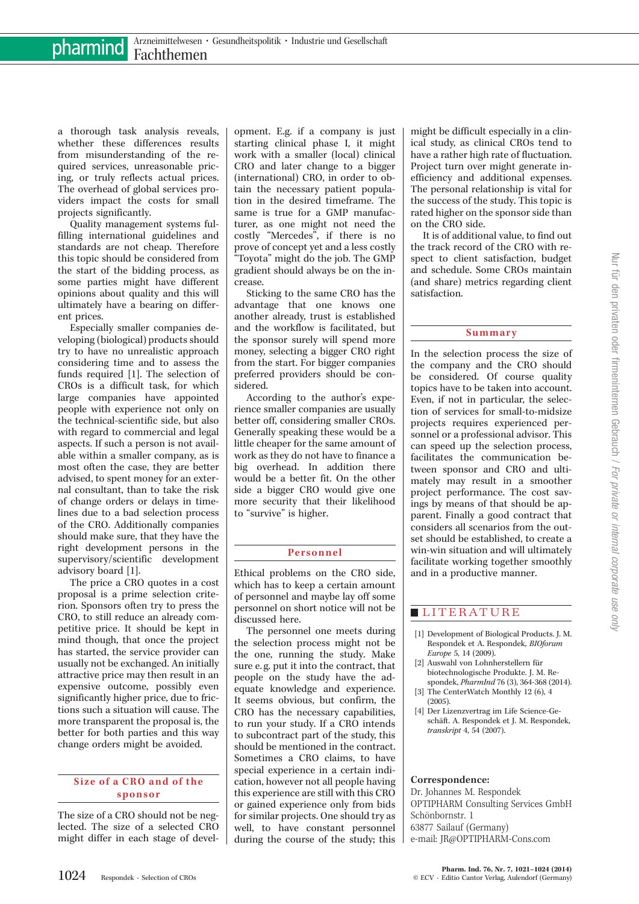a thorough task analysis reveals, whether these differences results from misunderstanding of the required services, unreasonable pricing, or truly reflects actual prices. The overhead of global services providers impact the costs for small projects significantly.

Quality management systems fulfilling international guidelines and standards are not cheap. Therefore this topic should be considered from the start of the bidding process, as some parties might have different opinions about quality and this will ultimately have a bearing on different prices.

Especially smaller companies developing (biological) products should try to have no unrealistic approach considering time and to assess the funds required [1]. The selection of CROs is a difficult task, for which large companies have appointed people with experience not only on the technical-scientific side, but also with regard to commercial and legal aspects. If such a person is not available within a smaller company, as is most often the case, they are better advised, to spent money for an external consultant, than to take the risk of change orders or delays in timelines due to a bad selection process of the CRO. Additionally companies should make sure, that they have the right development persons in the supervisory/scientific development advisory board [1].

The price a CRO quotes in a cost proposal is a prime selection criterion. Sponsors often try to press the CRO, to still reduce an already competitive price. It should be kept in mind though, that once the project has started, the service provider can usually not be exchanged. An initially attractive price may then result in an expensive outcome, possibly even significantly higher price, due to frictions such a situation will cause. The more transparent the proposal is, the better for both parties and this way change orders might be avoided.

## Size of a CRO and of the sponsor

The size of a CRO should not be neglected. The size of a selected CRO might differ in each stage of development. E.g. if a company is just starting clinical phase I, it might work with a smaller (local) clinical CRO and later change to a bigger (international) CRO, in order to obtain the necessary patient population in the desired timeframe. The same is true for a GMP manufacturer, as one might not need the costly "Mercedes", if there is no prove of concept yet and a less costly "Toyota" might do the job. The GMP gradient should always be on the increase.

Sticking to the same CRO has the advantage that one knows one another already, trust is established and the workflow is facilitated, but the sponsor surely will spend more money, selecting a bigger CRO right from the start. For bigger companies preferred providers should be considered.

According to the author's experience smaller companies are usually better off, considering smaller CROs. Generally speaking these would be a little cheaper for the same amount of work as they do not have to finance a big overhead. In addition there would be a better fit. On the other side a bigger CRO would give one more security that their likelihood to "survive" is higher.

## Personnel

Ethical problems on the CRO side, which has to keep a certain amount of personnel and maybe lay off some personnel on short notice will not be discussed here.

The personnel one meets during the selection process might not be the one, running the study. Make sure e. g. put it into the contract, that people on the study have the adequate knowledge and experience. It seems obvious, but confirm, the CRO has the necessary capabilities, to run your study. If a CRO intends to subcontract part of the study, this should be mentioned in the contract. Sometimes a CRO claims, to have special experience in a certain indication, however not all people having this experience are still with this CRO or gained experience only from bids for similar projects. One should try as well, to have constant personnel during the course of the study; this might be difficult especially in a clinical study, as clinical CROs tend to have a rather high rate of fluctuation. Project turn over might generate inefficiency and additional expenses. The personal relationship is vital for the success of the study. This topic is rated higher on the sponsor side than on the CRO side.

It is of additional value, to find out the track record of the CRO with respect to client satisfaction, budget and schedule. Some CROs maintain (and share) metrics regarding client satisfaction.

## Summary

In the selection process the size of the company and the CRO should be considered. Of course quality topics have to be taken into account. Even, if not in particular, the selection of services for small-to-midsize projects requires experienced personnel or a professional advisor. This can speed up the selection process, facilitates the communication between sponsor and CRO and ultimately may result in a smoother project performance. The cost savings by means of that should be apparent. Finally a good contract that considers all scenarios from the outset should be established, to create a win-win situation and will ultimately facilitate working together smoothly and in a productive manner.

## LITERATURE

[1] Development of Biological Products. J. M. Respondek et A. Respondek, *BIOforum Europe* 5, 14 (2009).

[2] Auswahl von Lohnherstellern für biotechnologische Produkte. J. M. Respondek, *PharmInd* 76 (3), 364-368 (2014).

[3] The CenterWatch Monthly 12 (6), 4 (2005).

[4] Der Lizenzvertrag im Life Science-Geschäft. A. Respondek et J. M. Respondek, *transkript* 4, 54 (2007).

**Correspondence:**
Dr. Johannes M. Respondek
OPTIPHARM Consulting Services GmbH
Schönbornstr. 1
63877 Sailauf (Germany)
e-mail: JR@OPTIPHARM-Cons.com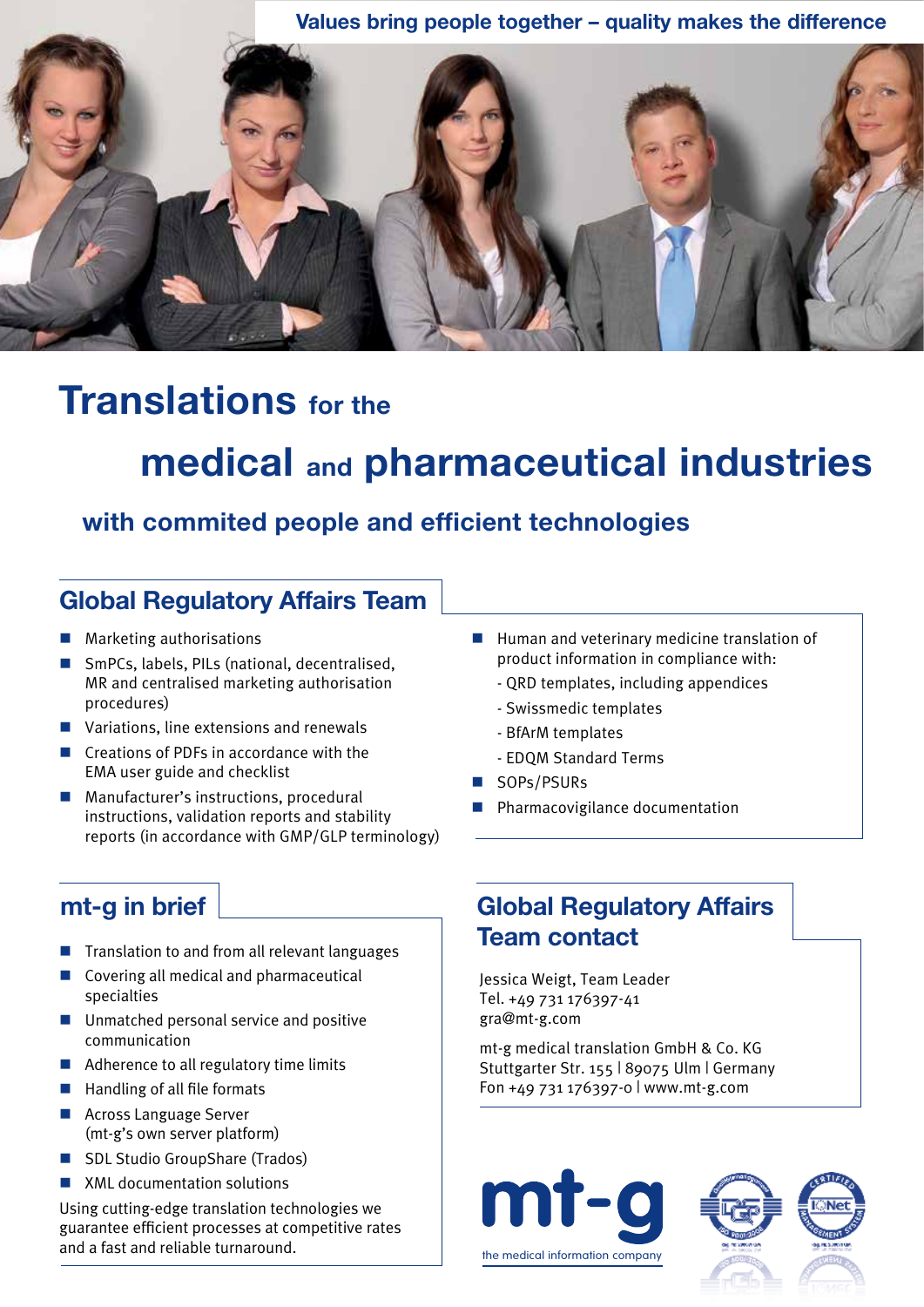Values bring people together – quality makes the difference

# Translations for the medical and pharmaceutical industries

## with commited people and efficient technologies

## Global Regulatory Affairs Team

- Marketing authorisations
- SmPCs, labels, PILs (national, decentralised, MR and centralised marketing authorisation procedures)
- Variations, line extensions and renewals
- Creations of PDFs in accordance with the EMA user guide and checklist
- Manufacturer's instructions, procedural instructions, validation reports and stability reports (in accordance with GMP/GLP terminology)
- Human and veterinary medicine translation of product information in compliance with:
  - QRD templates, including appendices
  - Swissmedic templates
  - BfArM templates
  - EDQM Standard Terms
- SOPs/PSURs
- Pharmacovigilance documentation

## mt-g in brief

- Translation to and from all relevant languages
- Covering all medical and pharmaceutical specialties
- Unmatched personal service and positive communication
- Adherence to all regulatory time limits
- Handling of all file formats
- Across Language Server (mt-g's own server platform)
- SDL Studio GroupShare (Trados)
- XML documentation solutions

Using cutting-edge translation technologies we guarantee efficient processes at competitive rates and a fast and reliable turnaround.

## Global Regulatory Affairs Team contact

Jessica Weigt, Team Leader
Tel. +49 731 176397-41
gra@mt-g.com

mt-g medical translation GmbH & Co. KG
Stuttgarter Str. 155 | 89075 Ulm | Germany
Fon +49 731 176397-0 | www.mt-g.com

mt-g
the medical information company